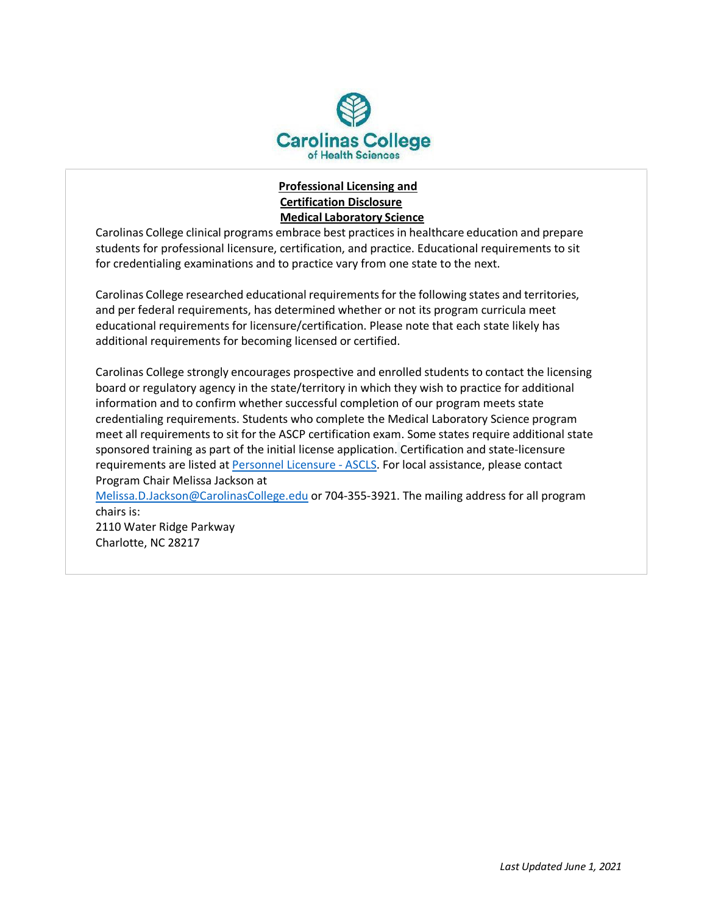Carolinas College of Health Sciences

## Professional Licensing and Certification Disclosure Medical Laboratory Science

Carolinas College clinical programs embrace best practices in healthcare education and prepare students for professional licensure, certification, and practice. Educational requirements to sit for credentialing examinations and to practice vary from one state to the next.

Carolinas College researched educational requirements for the following states and territories, and per federal requirements, has determined whether or not its program curricula meet educational requirements for licensure/certification. Please note that each state likely has additional requirements for becoming licensed or certified.

Carolinas College strongly encourages prospective and enrolled students to contact the licensing board or regulatory agency in the state/territory in which they wish to practice for additional information and to confirm whether successful completion of our program meets state credentialing requirements. Students who complete the Medical Laboratory Science program meet all requirements to sit for the ASCP certification exam. Some states require additional state sponsored training as part of the initial license application. Certification and state-licensure requirements are listed at Personnel Licensure - ASCLS. For local assistance, please contact Program Chair Melissa Jackson at Melissa.D.Jackson@CarolinasCollege.edu or 704-355-3921. The mailing address for all program chairs is:
2110 Water Ridge Parkway
Charlotte, NC 28217

*Last Updated June 1, 2021*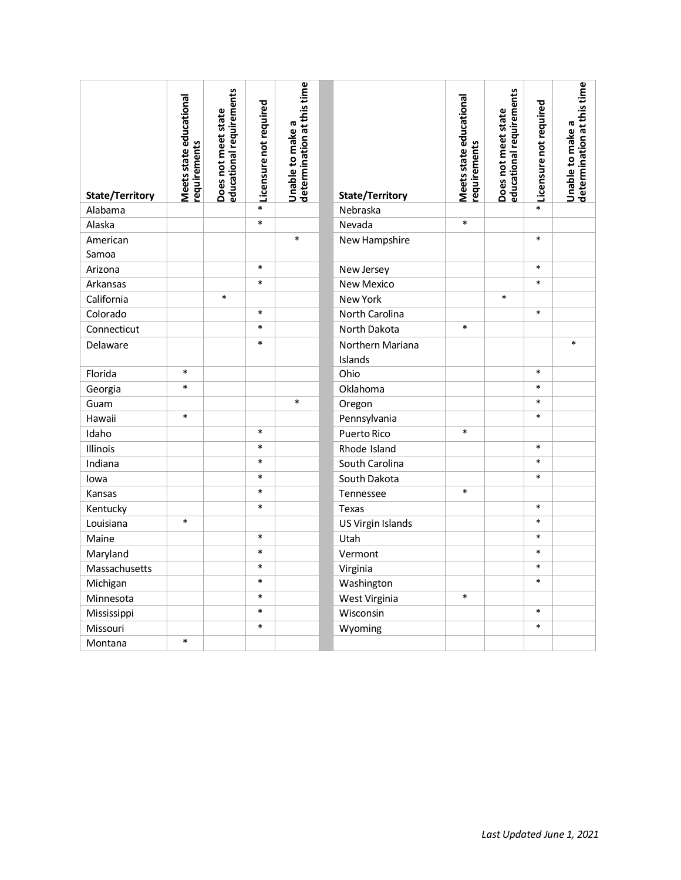| State/Territory | Meets state educational requirements | Does not meet state educational requirements | Licensure not required | Unable to make a determination at this time | | State/Territory | Meets state educational requirements | Does not meet state educational requirements | Licensure not required | Unable to make a determination at this time |
|---|---|---|---|---|---|---|---|---|---|---|
| Alabama | | | * | | | Nebraska | | | * | |
| Alaska | | | * | | | Nevada | * | | | |
| American Samoa | | | | * | | New Hampshire | | | * | |
| Arizona | | | * | | | New Jersey | | | * | |
| Arkansas | | | * | | | New Mexico | | | * | |
| California | | * | | | | New York | | * | | |
| Colorado | | | * | | | North Carolina | | | * | |
| Connecticut | | | * | | | North Dakota | * | | | |
| Delaware | | | * | | | Northern Mariana Islands | | | | * |
| Florida | * | | | | | Ohio | | | * | |
| Georgia | * | | | | | Oklahoma | | | * | |
| Guam | | | | * | | Oregon | | | * | |
| Hawaii | * | | | | | Pennsylvania | | | * | |
| Idaho | | | * | | | Puerto Rico | * | | | |
| Illinois | | | * | | | Rhode Island | | | * | |
| Indiana | | | * | | | South Carolina | | | * | |
| Iowa | | | * | | | South Dakota | | | * | |
| Kansas | | | * | | | Tennessee | * | | | |
| Kentucky | | | * | | | Texas | | | * | |
| Louisiana | * | | | | | US Virgin Islands | | | * | |
| Maine | | | * | | | Utah | | | * | |
| Maryland | | | * | | | Vermont | | | * | |
| Massachusetts | | | * | | | Virginia | | | * | |
| Michigan | | | * | | | Washington | | | * | |
| Minnesota | | | * | | | West Virginia | * | | | |
| Mississippi | | | * | | | Wisconsin | | | * | |
| Missouri | | | * | | | Wyoming | | | * | |
| Montana | * | | | | | | | | | |

*Last Updated June 1, 2021*